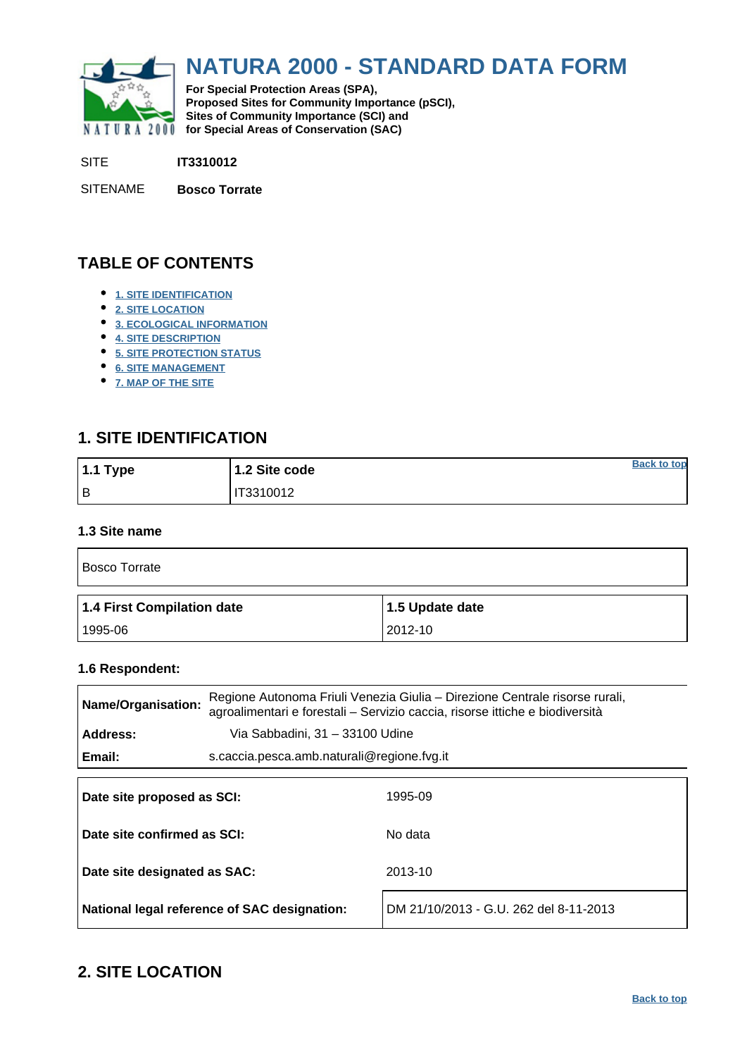# NATURA 2000 - STANDARD DATA FORM

**For Special Protection Areas (SPA), Proposed Sites for Community Importance (pSCI), Sites of Community Importance (SCI) and for Special Areas of Conservation (SAC)**

SITE **IT3310012**

SITENAME **Bosco Torrate**

## TABLE OF CONTENTS

- 1. SITE IDENTIFICATION
- 2. SITE LOCATION
- 3. ECOLOGICAL INFORMATION
- 4. SITE DESCRIPTION
- 5. SITE PROTECTION STATUS
- 6. SITE MANAGEMENT
- 7. MAP OF THE SITE

## 1. SITE IDENTIFICATION

Back to top

| 1.1 Type | 1.2 Site code |
|---|---|
| B | IT3310012 |

### 1.3 Site name

Bosco Torrate

| 1.4 First Compilation date | 1.5 Update date |
|---|---|
| 1995-06 | 2012-10 |

### 1.6 Respondent:

| | |
|---|---|
| **Name/Organisation:** | Regione Autonoma Friuli Venezia Giulia – Direzione Centrale risorse rurali, agroalimentari e forestali – Servizio caccia, risorse ittiche e biodiversità |
| **Address:** | Via Sabbadini, 31 – 33100 Udine |
| **Email:** | s.caccia.pesca.amb.naturali@regione.fvg.it |

| | |
|---|---|
| **Date site proposed as SCI:** | 1995-09 |
| **Date site confirmed as SCI:** | No data |
| **Date site designated as SAC:** | 2013-10 |
| **National legal reference of SAC designation:** | DM 21/10/2013 - G.U. 262 del 8-11-2013 |

## 2. SITE LOCATION

Back to top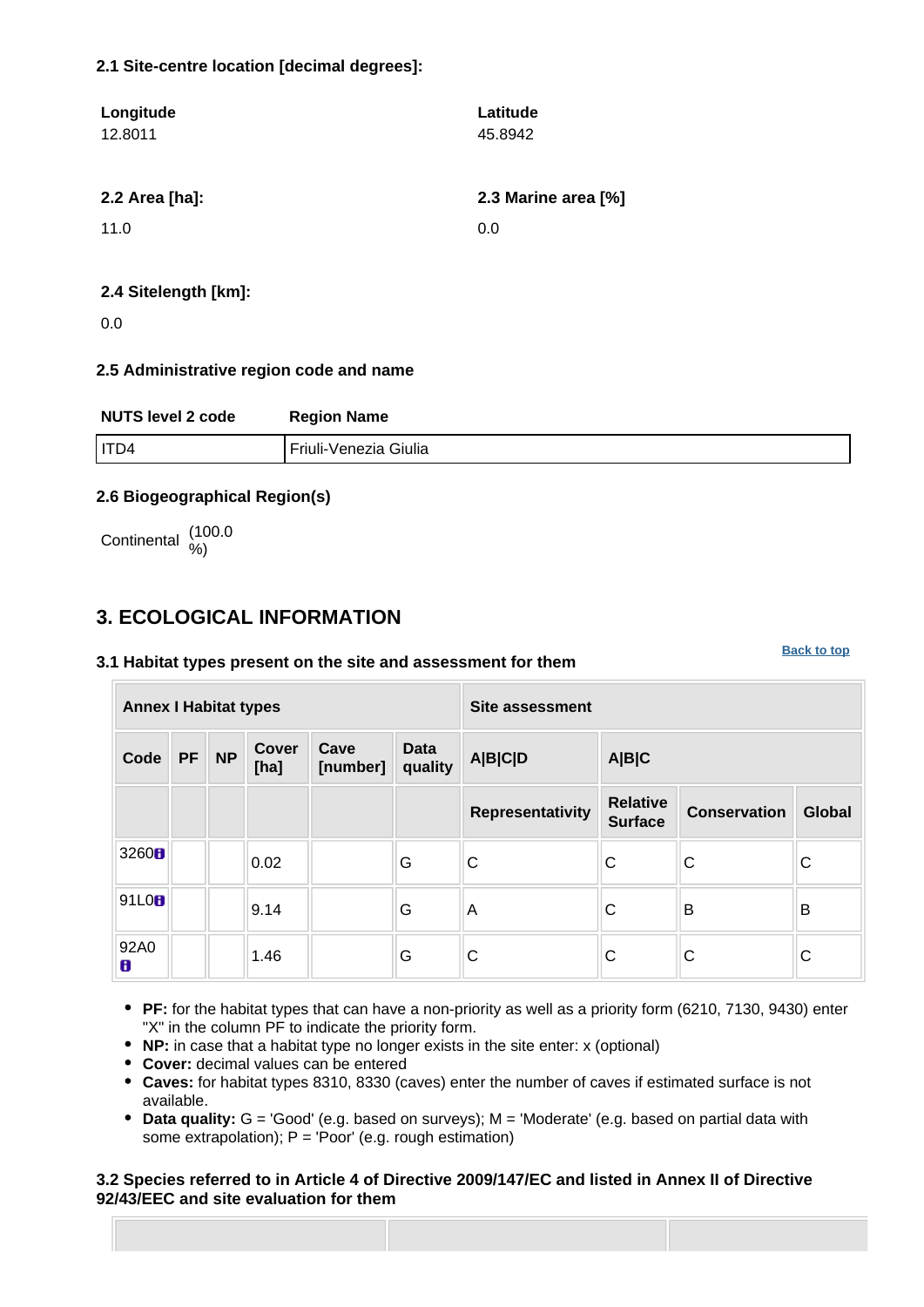**2.1 Site-centre location [decimal degrees]:**

| Longitude | Latitude |
|---|---|
| 12.8011 | 45.8942 |

| 2.2 Area [ha]: | 2.3 Marine area [%] |
|---|---|
| 11.0 | 0.0 |

**2.4 Sitelength [km]:**

0.0

**2.5 Administrative region code and name**

| NUTS level 2 code | Region Name |
|---|---|
| ITD4 | Friuli-Venezia Giulia |

**2.6 Biogeographical Region(s)**

Continental (100.0 %)

## 3. ECOLOGICAL INFORMATION

Back to top

**3.1 Habitat types present on the site and assessment for them**

| Annex I Habitat types | | | | | | Site assessment | | | |
|---|---|---|---|---|---|---|---|---|---|
| Code | PF | NP | Cover [ha] | Cave [number] | Data quality | A\|B\|C\|D | A\|B\|C | | |
| | | | | | | Representativity | Relative Surface | Conservation | Global |
| 3260 | | | 0.02 | | G | C | C | C | C |
| 91L0 | | | 9.14 | | G | A | C | B | B |
| 92A0 | | | 1.46 | | G | C | C | C | C |

- **PF:** for the habitat types that can have a non-priority as well as a priority form (6210, 7130, 9430) enter "X" in the column PF to indicate the priority form.
- **NP:** in case that a habitat type no longer exists in the site enter: x (optional)
- **Cover:** decimal values can be entered
- **Caves:** for habitat types 8310, 8330 (caves) enter the number of caves if estimated surface is not available.
- **Data quality:** G = 'Good' (e.g. based on surveys); M = 'Moderate' (e.g. based on partial data with some extrapolation); P = 'Poor' (e.g. rough estimation)

**3.2 Species referred to in Article 4 of Directive 2009/147/EC and listed in Annex II of Directive 92/43/EEC and site evaluation for them**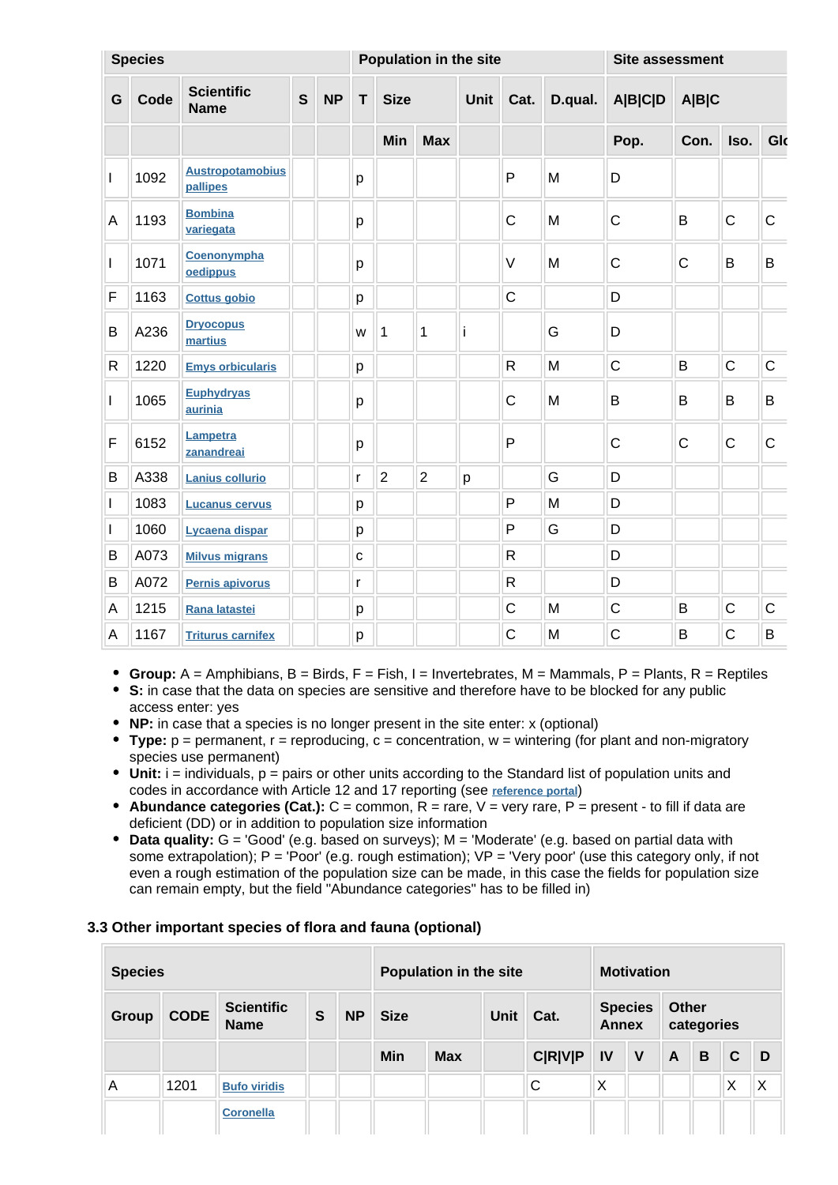| Species | | | | | Population in the site | | | | | | | Site assessment | | | |
|---|---|---|---|---|---|---|---|---|---|---|---|---|---|---|---|
| G | Code | Scientific Name | S | NP | T | Size | | Unit | Cat. | D.qual. | A\|B\|C\|D | A\|B\|C | | |
| | | | | | | Min | Max | | | | Pop. | Con. | Iso. | Glo |
| I | 1092 | Austropotamobius pallipes | | | p | | | | P | M | D | | | |
| A | 1193 | Bombina variegata | | | p | | | | C | M | C | B | C | C |
| I | 1071 | Coenonympha oedippus | | | p | | | | V | M | C | C | B | B |
| F | 1163 | Cottus gobio | | | p | | | | C | | D | | | |
| B | A236 | Dryocopus martius | | | w | 1 | 1 | i | | G | D | | | |
| R | 1220 | Emys orbicularis | | | p | | | | R | M | C | B | C | C |
| I | 1065 | Euphydryas aurinia | | | p | | | | C | M | B | B | B | B |
| F | 6152 | Lampetra zanandreai | | | p | | | | P | | C | C | C | C |
| B | A338 | Lanius collurio | | | r | 2 | 2 | p | | G | D | | | |
| I | 1083 | Lucanus cervus | | | p | | | | P | M | D | | | |
| I | 1060 | Lycaena dispar | | | p | | | | P | G | D | | | |
| B | A073 | Milvus migrans | | | c | | | | R | | D | | | |
| B | A072 | Pernis apivorus | | | r | | | | R | | D | | | |
| A | 1215 | Rana latastei | | | p | | | | C | M | C | B | C | C |
| A | 1167 | Triturus carnifex | | | p | | | | C | M | C | B | C | B |

- **Group:** A = Amphibians, B = Birds, F = Fish, I = Invertebrates, M = Mammals, P = Plants, R = Reptiles
- **S:** in case that the data on species are sensitive and therefore have to be blocked for any public access enter: yes
- **NP:** in case that a species is no longer present in the site enter: x (optional)
- **Type:** p = permanent, r = reproducing, c = concentration, w = wintering (for plant and non-migratory species use permanent)
- **Unit:** i = individuals, p = pairs or other units according to the Standard list of population units and codes in accordance with Article 12 and 17 reporting (see reference portal)
- **Abundance categories (Cat.):** C = common, R = rare, V = very rare, P = present - to fill if data are deficient (DD) or in addition to population size information
- **Data quality:** G = 'Good' (e.g. based on surveys); M = 'Moderate' (e.g. based on partial data with some extrapolation); P = 'Poor' (e.g. rough estimation); VP = 'Very poor' (use this category only, if not even a rough estimation of the population size can be made, in this case the fields for population size can remain empty, but the field "Abundance categories" has to be filled in)

### 3.3 Other important species of flora and fauna (optional)

| Species | | | | | Population in the site | | | | Motivation | | | | | |
|---|---|---|---|---|---|---|---|---|---|---|---|---|---|---|
| Group | CODE | Scientific Name | S | NP | Size | | Unit | Cat. | Species Annex | | Other categories | | | |
| | | | | | Min | Max | | C\|R\|V\|P | IV | V | A | B | C | D |
| A | 1201 | Bufo viridis | | | | | | C | X | | | | X | X |
| | | Coronella | | | | | | | | | | | | |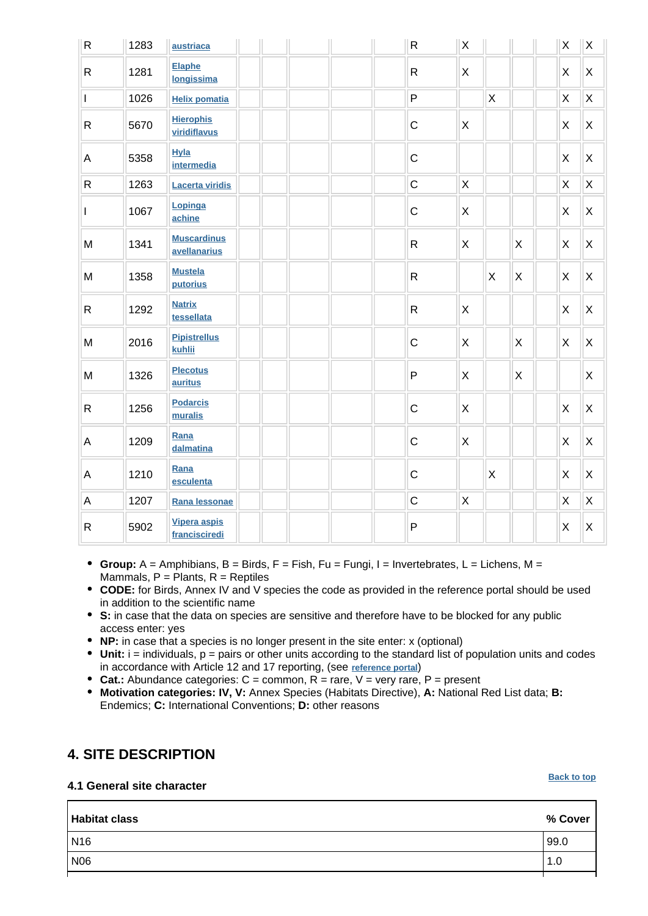| Group | CODE | Scientific Name | S | NP | Size Min | Size Max | Unit | Cat. | IV | V | A | B | C | D |
|---|---|---|---|---|---|---|---|---|---|---|---|---|---|---|
| R | 1283 | austriaca | | | | | | R | X | | | | X | X |
| R | 1281 | Elaphe longissima | | | | | | R | X | | | | X | X |
| I | 1026 | Helix pomatia | | | | | | P | | X | | | X | X |
| R | 5670 | Hierophis viridiflavus | | | | | | C | X | | | | X | X |
| A | 5358 | Hyla intermedia | | | | | | C | | | | | X | X |
| R | 1263 | Lacerta viridis | | | | | | C | X | | | | X | X |
| I | 1067 | Lopinga achine | | | | | | C | X | | | | X | X |
| M | 1341 | Muscardinus avellanarius | | | | | | R | X | | X | | X | X |
| M | 1358 | Mustela putorius | | | | | | R | | X | X | | X | X |
| R | 1292 | Natrix tessellata | | | | | | R | X | | | | X | X |
| M | 2016 | Pipistrellus kuhlii | | | | | | C | X | | X | | X | X |
| M | 1326 | Plecotus auritus | | | | | | P | X | | X | | | X |
| R | 1256 | Podarcis muralis | | | | | | C | X | | | | X | X |
| A | 1209 | Rana dalmatina | | | | | | C | X | | | | X | X |
| A | 1210 | Rana esculenta | | | | | | C | | X | | | X | X |
| A | 1207 | Rana lessonae | | | | | | C | X | | | | X | X |
| R | 5902 | Vipera aspis francisciredi | | | | | | P | | | | | X | X |

- **Group:** A = Amphibians, B = Birds, F = Fish, Fu = Fungi, I = Invertebrates, L = Lichens, M = Mammals, P = Plants, R = Reptiles
- **CODE:** for Birds, Annex IV and V species the code as provided in the reference portal should be used in addition to the scientific name
- **S:** in case that the data on species are sensitive and therefore have to be blocked for any public access enter: yes
- **NP:** in case that a species is no longer present in the site enter: x (optional)
- **Unit:** i = individuals, p = pairs or other units according to the standard list of population units and codes in accordance with Article 12 and 17 reporting, (see reference portal)
- **Cat.:** Abundance categories: C = common, R = rare, V = very rare, P = present
- **Motivation categories: IV, V:** Annex Species (Habitats Directive), **A:** National Red List data; **B:** Endemics; **C:** International Conventions; **D:** other reasons

## 4. SITE DESCRIPTION

### 4.1 General site character

Back to top

| Habitat class | % Cover |
|---|---|
| N16 | 99.0 |
| N06 | 1.0 |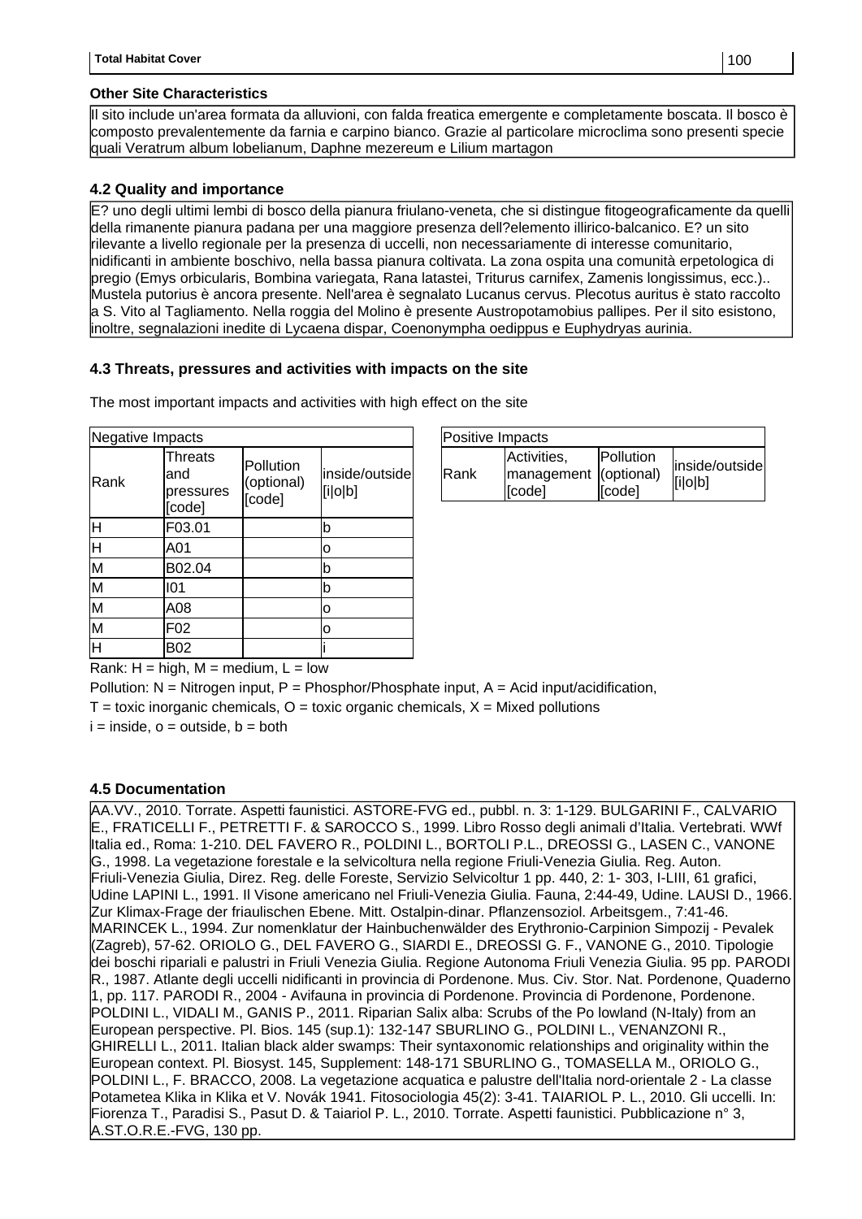| Total Habitat Cover | 100 |
|---|---|

**Other Site Characteristics**

Il sito include un'area formata da alluvioni, con falda freatica emergente e completamente boscata. Il bosco è composto prevalentemente da farnia e carpino bianco. Grazie al particolare microclima sono presenti specie quali Veratrum album lobelianum, Daphne mezereum e Lilium martagon

### 4.2 Quality and importance

E? uno degli ultimi lembi di bosco della pianura friulano-veneta, che si distingue fitogeograficamente da quelli della rimanente pianura padana per una maggiore presenza dell?elemento illirico-balcanico. E? un sito rilevante a livello regionale per la presenza di uccelli, non necessariamente di interesse comunitario, nidificanti in ambiente boschivo, nella bassa pianura coltivata. La zona ospita una comunità erpetologica di pregio (Emys orbicularis, Bombina variegata, Rana latastei, Triturus carnifex, Zamenis longissimus, ecc.).. Mustela putorius è ancora presente. Nell'area è segnalato Lucanus cervus. Plecotus auritus è stato raccolto a S. Vito al Tagliamento. Nella roggia del Molino è presente Austropotamobius pallipes. Per il sito esistono, inoltre, segnalazioni inedite di Lycaena dispar, Coenonympha oedippus e Euphydryas aurinia.

### 4.3 Threats, pressures and activities with impacts on the site

The most important impacts and activities with high effect on the site

**Negative Impacts**

| Rank | Threats and pressures [code] | Pollution (optional) [code] | inside/outside [i\|o\|b] |
|---|---|---|---|
| H | F03.01 | | b |
| H | A01 | | o |
| M | B02.04 | | b |
| M | I01 | | b |
| M | A08 | | o |
| M | F02 | | o |
| H | B02 | | i |

**Positive Impacts**

| Rank | Activities, management [code] | Pollution (optional) [code] | inside/outside [i\|o\|b] |
|---|---|---|---|

Rank: H = high, M = medium, L = low

Pollution: N = Nitrogen input, P = Phosphor/Phosphate input, A = Acid input/acidification,

T = toxic inorganic chemicals, O = toxic organic chemicals, X = Mixed pollutions

i = inside, o = outside, b = both

### 4.5 Documentation

AA.VV., 2010. Torrate. Aspetti faunistici. ASTORE-FVG ed., pubbl. n. 3: 1-129. BULGARINI F., CALVARIO E., FRATICELLI F., PETRETTI F. & SAROCCO S., 1999. Libro Rosso degli animali d'Italia. Vertebrati. WWf Italia ed., Roma: 1-210. DEL FAVERO R., POLDINI L., BORTOLI P.L., DREOSSI G., LASEN C., VANONE G., 1998. La vegetazione forestale e la selvicoltura nella regione Friuli-Venezia Giulia. Reg. Auton. Friuli-Venezia Giulia, Direz. Reg. delle Foreste, Servizio Selvicoltur 1 pp. 440, 2: 1- 303, I-LIII, 61 grafici, Udine LAPINI L., 1991. Il Visone americano nel Friuli-Venezia Giulia. Fauna, 2:44-49, Udine. LAUSI D., 1966. Zur Klimax-Frage der friaulischen Ebene. Mitt. Ostalpin-dinar. Pflanzensoziol. Arbeitsgem., 7:41-46. MARINCEK L., 1994. Zur nomenklatur der Hainbuchenwälder des Erythronio-Carpinion Simpozij - Pevalek (Zagreb), 57-62. ORIOLO G., DEL FAVERO G., SIARDI E., DREOSSI G. F., VANONE G., 2010. Tipologie dei boschi ripariali e palustri in Friuli Venezia Giulia. Regione Autonoma Friuli Venezia Giulia. 95 pp. PARODI R., 1987. Atlante degli uccelli nidificanti in provincia di Pordenone. Mus. Civ. Stor. Nat. Pordenone, Quaderno 1, pp. 117. PARODI R., 2004 - Avifauna in provincia di Pordenone. Provincia di Pordenone, Pordenone. POLDINI L., VIDALI M., GANIS P., 2011. Riparian Salix alba: Scrubs of the Po lowland (N-Italy) from an European perspective. Pl. Bios. 145 (sup.1): 132-147 SBURLINO G., POLDINI L., VENANZONI R., GHIRELLI L., 2011. Italian black alder swamps: Their syntaxonomic relationships and originality within the European context. Pl. Biosyst. 145, Supplement: 148-171 SBURLINO G., TOMASELLA M., ORIOLO G., POLDINI L., F. BRACCO, 2008. La vegetazione acquatica e palustre dell'Italia nord-orientale 2 - La classe Potametea Klika in Klika et V. Novák 1941. Fitosociologia 45(2): 3-41. TAIARIOL P. L., 2010. Gli uccelli. In: Fiorenza T., Paradisi S., Pasut D. & Taiariol P. L., 2010. Torrate. Aspetti faunistici. Pubblicazione n° 3, A.ST.O.R.E.-FVG, 130 pp.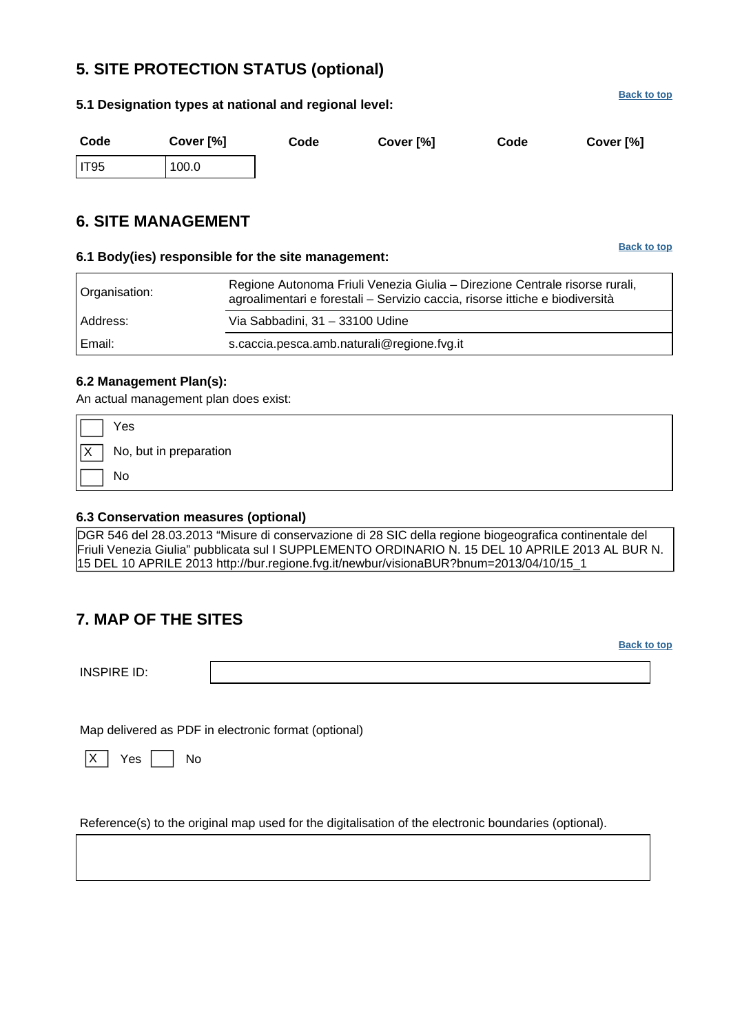## 5. SITE PROTECTION STATUS (optional)

Back to top

### 5.1 Designation types at national and regional level:

| Code | Cover [%] | Code | Cover [%] | Code | Cover [%] |
|---|---|---|---|---|---|
| IT95 | 100.0 | | | | |

## 6. SITE MANAGEMENT

Back to top

### 6.1 Body(ies) responsible for the site management:

| | |
|---|---|
| Organisation: | Regione Autonoma Friuli Venezia Giulia – Direzione Centrale risorse rurali, agroalimentari e forestali – Servizio caccia, risorse ittiche e biodiversità |
| Address: | Via Sabbadini, 31 – 33100 Udine |
| Email: | s.caccia.pesca.amb.naturali@regione.fvg.it |

### 6.2 Management Plan(s):

An actual management plan does exist:

- [ ] Yes
- [X] No, but in preparation
- [ ] No

### 6.3 Conservation measures (optional)

DGR 546 del 28.03.2013 “Misure di conservazione di 28 SIC della regione biogeografica continentale del Friuli Venezia Giulia” pubblicata sul I SUPPLEMENTO ORDINARIO N. 15 DEL 10 APRILE 2013 AL BUR N. 15 DEL 10 APRILE 2013 http://bur.regione.fvg.it/newbur/visionaBUR?bnum=2013/04/10/15_1

## 7. MAP OF THE SITES

Back to top

INSPIRE ID:

Map delivered as PDF in electronic format (optional)

[X] Yes [ ] No

Reference(s) to the original map used for the digitalisation of the electronic boundaries (optional).